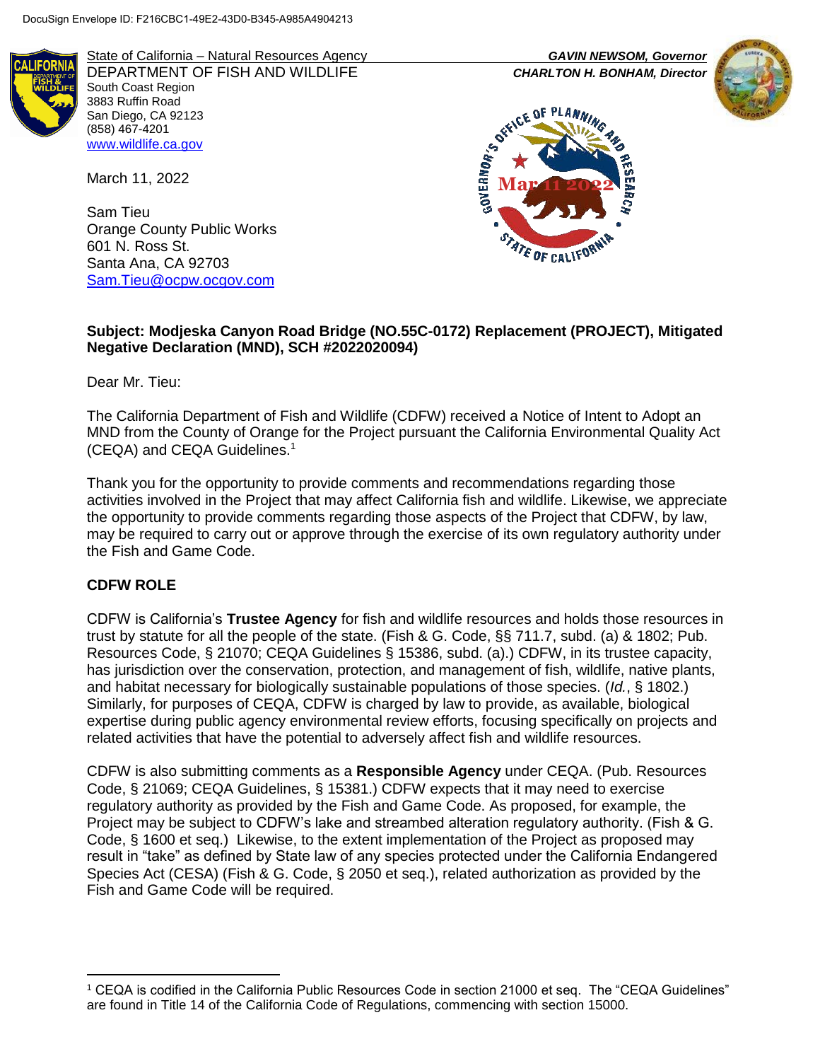DocuSign Envelope ID: F216CBC1-49E2-43D0-B345-A985A4904213

State of California – Natural Resources Agency
DEPARTMENT OF FISH AND WILDLIFE
South Coast Region
3883 Ruffin Road
San Diego, CA 92123
(858) 467-4201
www.wildlife.ca.gov

***GAVIN NEWSOM, Governor***
***CHARLTON H. BONHAM, Director***

March 11, 2022

Sam Tieu
Orange County Public Works
601 N. Ross St.
Santa Ana, CA 92703
Sam.Tieu@ocpw.ocgov.com

**Subject: Modjeska Canyon Road Bridge (NO.55C-0172) Replacement (PROJECT), Mitigated Negative Declaration (MND), SCH #2022020094)**

Dear Mr. Tieu:

The California Department of Fish and Wildlife (CDFW) received a Notice of Intent to Adopt an MND from the County of Orange for the Project pursuant the California Environmental Quality Act (CEQA) and CEQA Guidelines.[1]

Thank you for the opportunity to provide comments and recommendations regarding those activities involved in the Project that may affect California fish and wildlife. Likewise, we appreciate the opportunity to provide comments regarding those aspects of the Project that CDFW, by law, may be required to carry out or approve through the exercise of its own regulatory authority under the Fish and Game Code.

## CDFW ROLE

CDFW is California's **Trustee Agency** for fish and wildlife resources and holds those resources in trust by statute for all the people of the state. (Fish & G. Code, §§ 711.7, subd. (a) & 1802; Pub. Resources Code, § 21070; CEQA Guidelines § 15386, subd. (a).) CDFW, in its trustee capacity, has jurisdiction over the conservation, protection, and management of fish, wildlife, native plants, and habitat necessary for biologically sustainable populations of those species. (*Id.*, § 1802.) Similarly, for purposes of CEQA, CDFW is charged by law to provide, as available, biological expertise during public agency environmental review efforts, focusing specifically on projects and related activities that have the potential to adversely affect fish and wildlife resources.

CDFW is also submitting comments as a **Responsible Agency** under CEQA. (Pub. Resources Code, § 21069; CEQA Guidelines, § 15381.) CDFW expects that it may need to exercise regulatory authority as provided by the Fish and Game Code. As proposed, for example, the Project may be subject to CDFW's lake and streambed alteration regulatory authority. (Fish & G. Code, § 1600 et seq.) Likewise, to the extent implementation of the Project as proposed may result in "take" as defined by State law of any species protected under the California Endangered Species Act (CESA) (Fish & G. Code, § 2050 et seq.), related authorization as provided by the Fish and Game Code will be required.

[1] CEQA is codified in the California Public Resources Code in section 21000 et seq. The "CEQA Guidelines" are found in Title 14 of the California Code of Regulations, commencing with section 15000.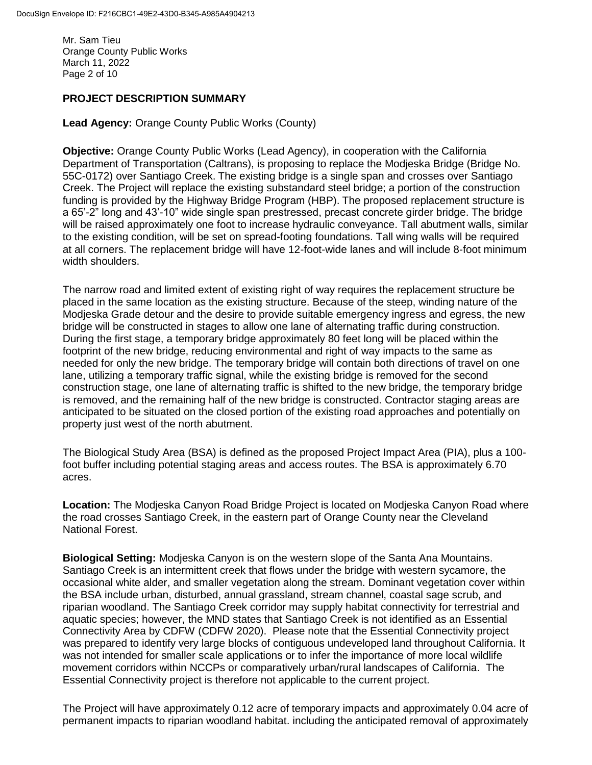## PROJECT DESCRIPTION SUMMARY

**Lead Agency:** Orange County Public Works (County)

**Objective:** Orange County Public Works (Lead Agency), in cooperation with the California Department of Transportation (Caltrans), is proposing to replace the Modjeska Bridge (Bridge No. 55C-0172) over Santiago Creek. The existing bridge is a single span and crosses over Santiago Creek. The Project will replace the existing substandard steel bridge; a portion of the construction funding is provided by the Highway Bridge Program (HBP). The proposed replacement structure is a 65'-2" long and 43'-10" wide single span prestressed, precast concrete girder bridge. The bridge will be raised approximately one foot to increase hydraulic conveyance. Tall abutment walls, similar to the existing condition, will be set on spread-footing foundations. Tall wing walls will be required at all corners. The replacement bridge will have 12-foot-wide lanes and will include 8-foot minimum width shoulders.

The narrow road and limited extent of existing right of way requires the replacement structure be placed in the same location as the existing structure. Because of the steep, winding nature of the Modjeska Grade detour and the desire to provide suitable emergency ingress and egress, the new bridge will be constructed in stages to allow one lane of alternating traffic during construction. During the first stage, a temporary bridge approximately 80 feet long will be placed within the footprint of the new bridge, reducing environmental and right of way impacts to the same as needed for only the new bridge. The temporary bridge will contain both directions of travel on one lane, utilizing a temporary traffic signal, while the existing bridge is removed for the second construction stage, one lane of alternating traffic is shifted to the new bridge, the temporary bridge is removed, and the remaining half of the new bridge is constructed. Contractor staging areas are anticipated to be situated on the closed portion of the existing road approaches and potentially on property just west of the north abutment.

The Biological Study Area (BSA) is defined as the proposed Project Impact Area (PIA), plus a 100-foot buffer including potential staging areas and access routes. The BSA is approximately 6.70 acres.

**Location:** The Modjeska Canyon Road Bridge Project is located on Modjeska Canyon Road where the road crosses Santiago Creek, in the eastern part of Orange County near the Cleveland National Forest.

**Biological Setting:** Modjeska Canyon is on the western slope of the Santa Ana Mountains. Santiago Creek is an intermittent creek that flows under the bridge with western sycamore, the occasional white alder, and smaller vegetation along the stream. Dominant vegetation cover within the BSA include urban, disturbed, annual grassland, stream channel, coastal sage scrub, and riparian woodland. The Santiago Creek corridor may supply habitat connectivity for terrestrial and aquatic species; however, the MND states that Santiago Creek is not identified as an Essential Connectivity Area by CDFW (CDFW 2020). Please note that the Essential Connectivity project was prepared to identify very large blocks of contiguous undeveloped land throughout California. It was not intended for smaller scale applications or to infer the importance of more local wildlife movement corridors within NCCPs or comparatively urban/rural landscapes of California. The Essential Connectivity project is therefore not applicable to the current project.

The Project will have approximately 0.12 acre of temporary impacts and approximately 0.04 acre of permanent impacts to riparian woodland habitat. including the anticipated removal of approximately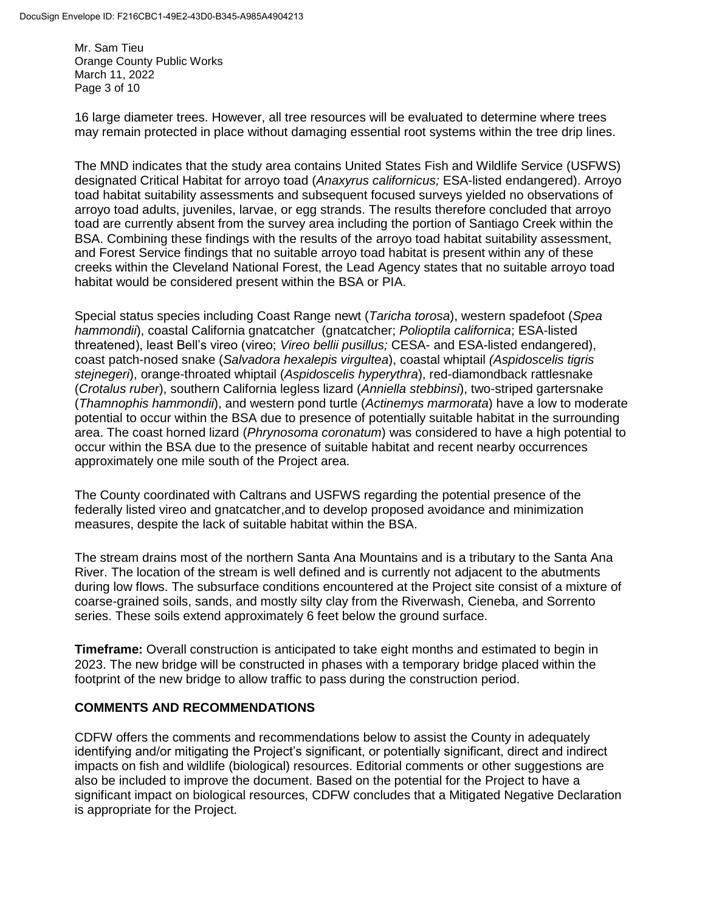16 large diameter trees. However, all tree resources will be evaluated to determine where trees may remain protected in place without damaging essential root systems within the tree drip lines.

The MND indicates that the study area contains United States Fish and Wildlife Service (USFWS) designated Critical Habitat for arroyo toad (*Anaxyrus californicus;* ESA-listed endangered). Arroyo toad habitat suitability assessments and subsequent focused surveys yielded no observations of arroyo toad adults, juveniles, larvae, or egg strands. The results therefore concluded that arroyo toad are currently absent from the survey area including the portion of Santiago Creek within the BSA. Combining these findings with the results of the arroyo toad habitat suitability assessment, and Forest Service findings that no suitable arroyo toad habitat is present within any of these creeks within the Cleveland National Forest, the Lead Agency states that no suitable arroyo toad habitat would be considered present within the BSA or PIA.

Special status species including Coast Range newt (*Taricha torosa*), western spadefoot (*Spea hammondii*), coastal California gnatcatcher (gnatcatcher; *Polioptila californica*; ESA-listed threatened), least Bell's vireo (vireo; *Vireo bellii pusillus;* CESA- and ESA-listed endangered), coast patch-nosed snake (*Salvadora hexalepis virgultea*), coastal whiptail *(Aspidoscelis tigris stejnegeri*), orange-throated whiptail (*Aspidoscelis hyperythra*), red-diamondback rattlesnake (*Crotalus ruber*), southern California legless lizard (*Anniella stebbinsi*), two-striped gartersnake (*Thamnophis hammondii*), and western pond turtle (*Actinemys marmorata*) have a low to moderate potential to occur within the BSA due to presence of potentially suitable habitat in the surrounding area. The coast horned lizard (*Phrynosoma coronatum*) was considered to have a high potential to occur within the BSA due to the presence of suitable habitat and recent nearby occurrences approximately one mile south of the Project area.

The County coordinated with Caltrans and USFWS regarding the potential presence of the federally listed vireo and gnatcatcher,and to develop proposed avoidance and minimization measures, despite the lack of suitable habitat within the BSA.

The stream drains most of the northern Santa Ana Mountains and is a tributary to the Santa Ana River. The location of the stream is well defined and is currently not adjacent to the abutments during low flows. The subsurface conditions encountered at the Project site consist of a mixture of coarse-grained soils, sands, and mostly silty clay from the Riverwash, Cieneba, and Sorrento series. These soils extend approximately 6 feet below the ground surface.

**Timeframe:** Overall construction is anticipated to take eight months and estimated to begin in 2023. The new bridge will be constructed in phases with a temporary bridge placed within the footprint of the new bridge to allow traffic to pass during the construction period.

## COMMENTS AND RECOMMENDATIONS

CDFW offers the comments and recommendations below to assist the County in adequately identifying and/or mitigating the Project's significant, or potentially significant, direct and indirect impacts on fish and wildlife (biological) resources. Editorial comments or other suggestions are also be included to improve the document. Based on the potential for the Project to have a significant impact on biological resources, CDFW concludes that a Mitigated Negative Declaration is appropriate for the Project.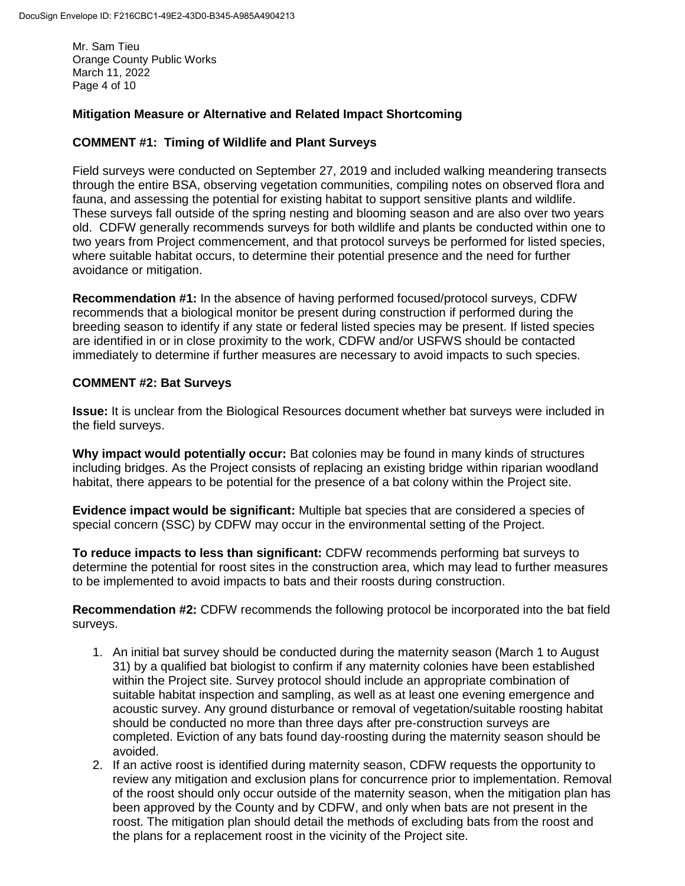**Mitigation Measure or Alternative and Related Impact Shortcoming**

**COMMENT #1: Timing of Wildlife and Plant Surveys**

Field surveys were conducted on September 27, 2019 and included walking meandering transects through the entire BSA, observing vegetation communities, compiling notes on observed flora and fauna, and assessing the potential for existing habitat to support sensitive plants and wildlife. These surveys fall outside of the spring nesting and blooming season and are also over two years old. CDFW generally recommends surveys for both wildlife and plants be conducted within one to two years from Project commencement, and that protocol surveys be performed for listed species, where suitable habitat occurs, to determine their potential presence and the need for further avoidance or mitigation.

**Recommendation #1:** In the absence of having performed focused/protocol surveys, CDFW recommends that a biological monitor be present during construction if performed during the breeding season to identify if any state or federal listed species may be present. If listed species are identified in or in close proximity to the work, CDFW and/or USFWS should be contacted immediately to determine if further measures are necessary to avoid impacts to such species.

**COMMENT #2: Bat Surveys**

**Issue:** It is unclear from the Biological Resources document whether bat surveys were included in the field surveys.

**Why impact would potentially occur:** Bat colonies may be found in many kinds of structures including bridges. As the Project consists of replacing an existing bridge within riparian woodland habitat, there appears to be potential for the presence of a bat colony within the Project site.

**Evidence impact would be significant:** Multiple bat species that are considered a species of special concern (SSC) by CDFW may occur in the environmental setting of the Project.

**To reduce impacts to less than significant:** CDFW recommends performing bat surveys to determine the potential for roost sites in the construction area, which may lead to further measures to be implemented to avoid impacts to bats and their roosts during construction.

**Recommendation #2:** CDFW recommends the following protocol be incorporated into the bat field surveys.

1. An initial bat survey should be conducted during the maternity season (March 1 to August 31) by a qualified bat biologist to confirm if any maternity colonies have been established within the Project site. Survey protocol should include an appropriate combination of suitable habitat inspection and sampling, as well as at least one evening emergence and acoustic survey. Any ground disturbance or removal of vegetation/suitable roosting habitat should be conducted no more than three days after pre-construction surveys are completed. Eviction of any bats found day-roosting during the maternity season should be avoided.
2. If an active roost is identified during maternity season, CDFW requests the opportunity to review any mitigation and exclusion plans for concurrence prior to implementation. Removal of the roost should only occur outside of the maternity season, when the mitigation plan has been approved by the County and by CDFW, and only when bats are not present in the roost. The mitigation plan should detail the methods of excluding bats from the roost and the plans for a replacement roost in the vicinity of the Project site.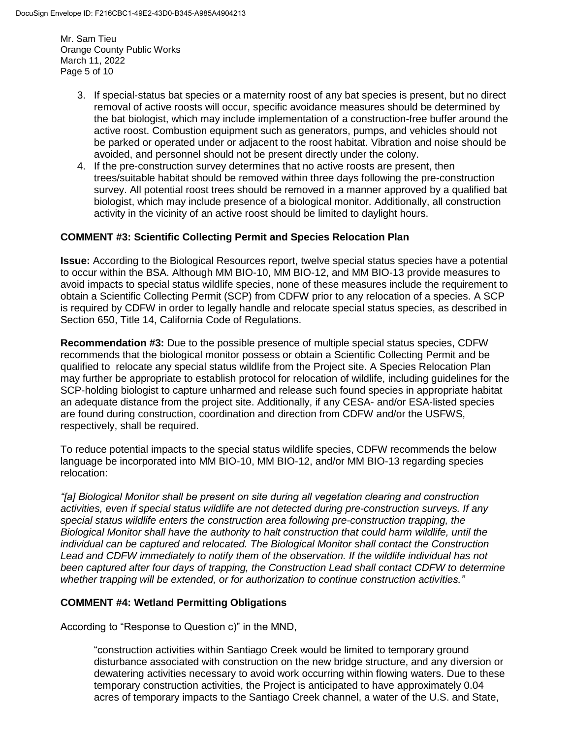3. If special-status bat species or a maternity roost of any bat species is present, but no direct removal of active roosts will occur, specific avoidance measures should be determined by the bat biologist, which may include implementation of a construction-free buffer around the active roost. Combustion equipment such as generators, pumps, and vehicles should not be parked or operated under or adjacent to the roost habitat. Vibration and noise should be avoided, and personnel should not be present directly under the colony.
4. If the pre-construction survey determines that no active roosts are present, then trees/suitable habitat should be removed within three days following the pre-construction survey. All potential roost trees should be removed in a manner approved by a qualified bat biologist, which may include presence of a biological monitor. Additionally, all construction activity in the vicinity of an active roost should be limited to daylight hours.

**COMMENT #3: Scientific Collecting Permit and Species Relocation Plan**

**Issue:** According to the Biological Resources report, twelve special status species have a potential to occur within the BSA. Although MM BIO-10, MM BIO-12, and MM BIO-13 provide measures to avoid impacts to special status wildlife species, none of these measures include the requirement to obtain a Scientific Collecting Permit (SCP) from CDFW prior to any relocation of a species. A SCP is required by CDFW in order to legally handle and relocate special status species, as described in Section 650, Title 14, California Code of Regulations.

**Recommendation #3:** Due to the possible presence of multiple special status species, CDFW recommends that the biological monitor possess or obtain a Scientific Collecting Permit and be qualified to relocate any special status wildlife from the Project site. A Species Relocation Plan may further be appropriate to establish protocol for relocation of wildlife, including guidelines for the SCP-holding biologist to capture unharmed and release such found species in appropriate habitat an adequate distance from the project site. Additionally, if any CESA- and/or ESA-listed species are found during construction, coordination and direction from CDFW and/or the USFWS, respectively, shall be required.

To reduce potential impacts to the special status wildlife species, CDFW recommends the below language be incorporated into MM BIO-10, MM BIO-12, and/or MM BIO-13 regarding species relocation:

*"[a] Biological Monitor shall be present on site during all vegetation clearing and construction activities, even if special status wildlife are not detected during pre-construction surveys. If any special status wildlife enters the construction area following pre-construction trapping, the Biological Monitor shall have the authority to halt construction that could harm wildlife, until the individual can be captured and relocated. The Biological Monitor shall contact the Construction Lead and CDFW immediately to notify them of the observation. If the wildlife individual has not been captured after four days of trapping, the Construction Lead shall contact CDFW to determine whether trapping will be extended, or for authorization to continue construction activities."*

**COMMENT #4: Wetland Permitting Obligations**

According to "Response to Question c)" in the MND,

> "construction activities within Santiago Creek would be limited to temporary ground disturbance associated with construction on the new bridge structure, and any diversion or dewatering activities necessary to avoid work occurring within flowing waters. Due to these temporary construction activities, the Project is anticipated to have approximately 0.04 acres of temporary impacts to the Santiago Creek channel, a water of the U.S. and State,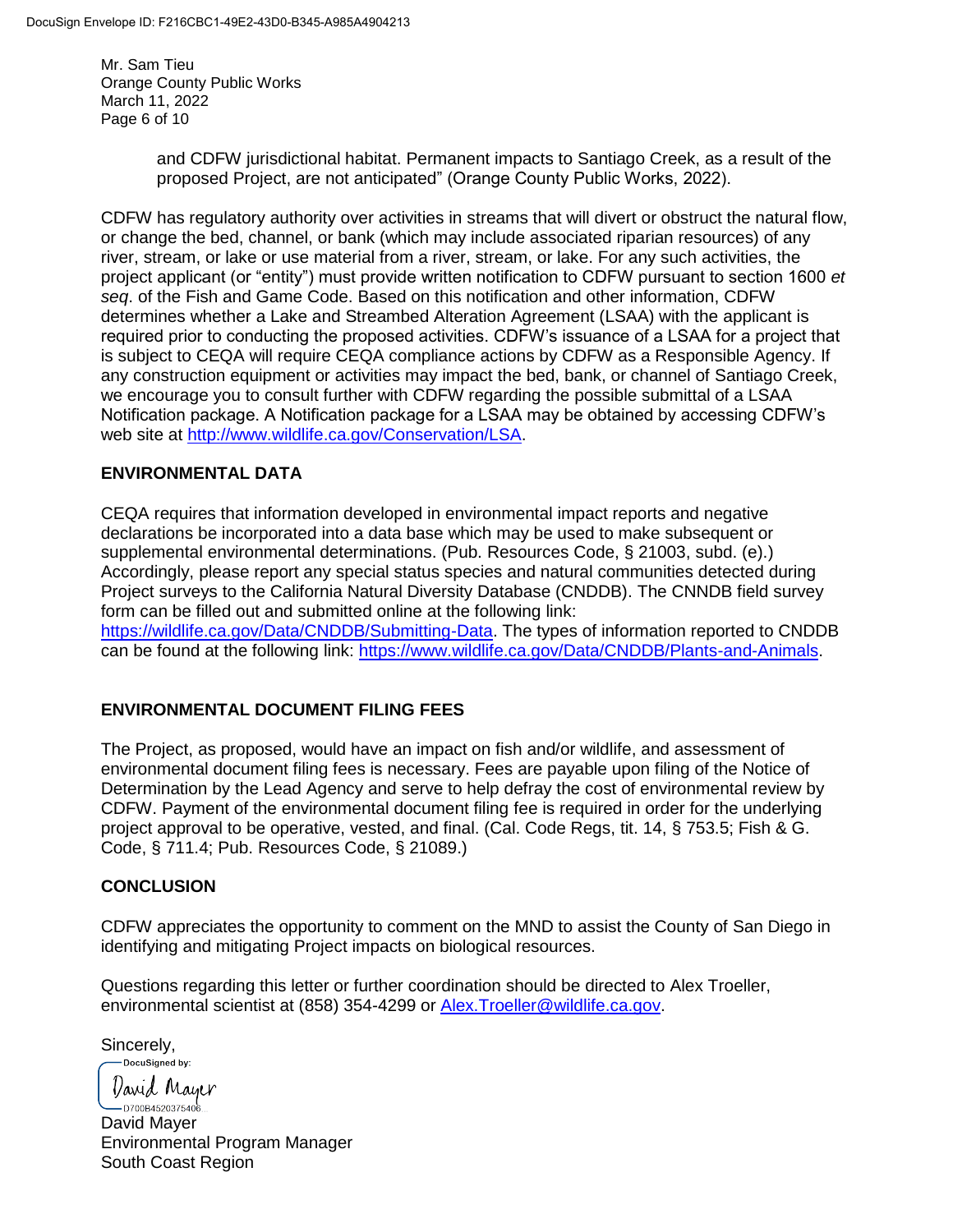and CDFW jurisdictional habitat. Permanent impacts to Santiago Creek, as a result of the proposed Project, are not anticipated" (Orange County Public Works, 2022).

CDFW has regulatory authority over activities in streams that will divert or obstruct the natural flow, or change the bed, channel, or bank (which may include associated riparian resources) of any river, stream, or lake or use material from a river, stream, or lake. For any such activities, the project applicant (or "entity") must provide written notification to CDFW pursuant to section 1600 *et seq*. of the Fish and Game Code. Based on this notification and other information, CDFW determines whether a Lake and Streambed Alteration Agreement (LSAA) with the applicant is required prior to conducting the proposed activities. CDFW's issuance of a LSAA for a project that is subject to CEQA will require CEQA compliance actions by CDFW as a Responsible Agency. If any construction equipment or activities may impact the bed, bank, or channel of Santiago Creek, we encourage you to consult further with CDFW regarding the possible submittal of a LSAA Notification package. A Notification package for a LSAA may be obtained by accessing CDFW's web site at http://www.wildlife.ca.gov/Conservation/LSA.

## ENVIRONMENTAL DATA

CEQA requires that information developed in environmental impact reports and negative declarations be incorporated into a data base which may be used to make subsequent or supplemental environmental determinations. (Pub. Resources Code, § 21003, subd. (e).) Accordingly, please report any special status species and natural communities detected during Project surveys to the California Natural Diversity Database (CNDDB). The CNNDB field survey form can be filled out and submitted online at the following link: https://wildlife.ca.gov/Data/CNDDB/Submitting-Data. The types of information reported to CNDDB can be found at the following link: https://www.wildlife.ca.gov/Data/CNDDB/Plants-and-Animals.

## ENVIRONMENTAL DOCUMENT FILING FEES

The Project, as proposed, would have an impact on fish and/or wildlife, and assessment of environmental document filing fees is necessary. Fees are payable upon filing of the Notice of Determination by the Lead Agency and serve to help defray the cost of environmental review by CDFW. Payment of the environmental document filing fee is required in order for the underlying project approval to be operative, vested, and final. (Cal. Code Regs, tit. 14, § 753.5; Fish & G. Code, § 711.4; Pub. Resources Code, § 21089.)

## CONCLUSION

CDFW appreciates the opportunity to comment on the MND to assist the County of San Diego in identifying and mitigating Project impacts on biological resources.

Questions regarding this letter or further coordination should be directed to Alex Troeller, environmental scientist at (858) 354-4299 or Alex.Troeller@wildlife.ca.gov.

Sincerely,

DocuSigned by:
David Mayer
D700B4520375406...

David Mayer
Environmental Program Manager
South Coast Region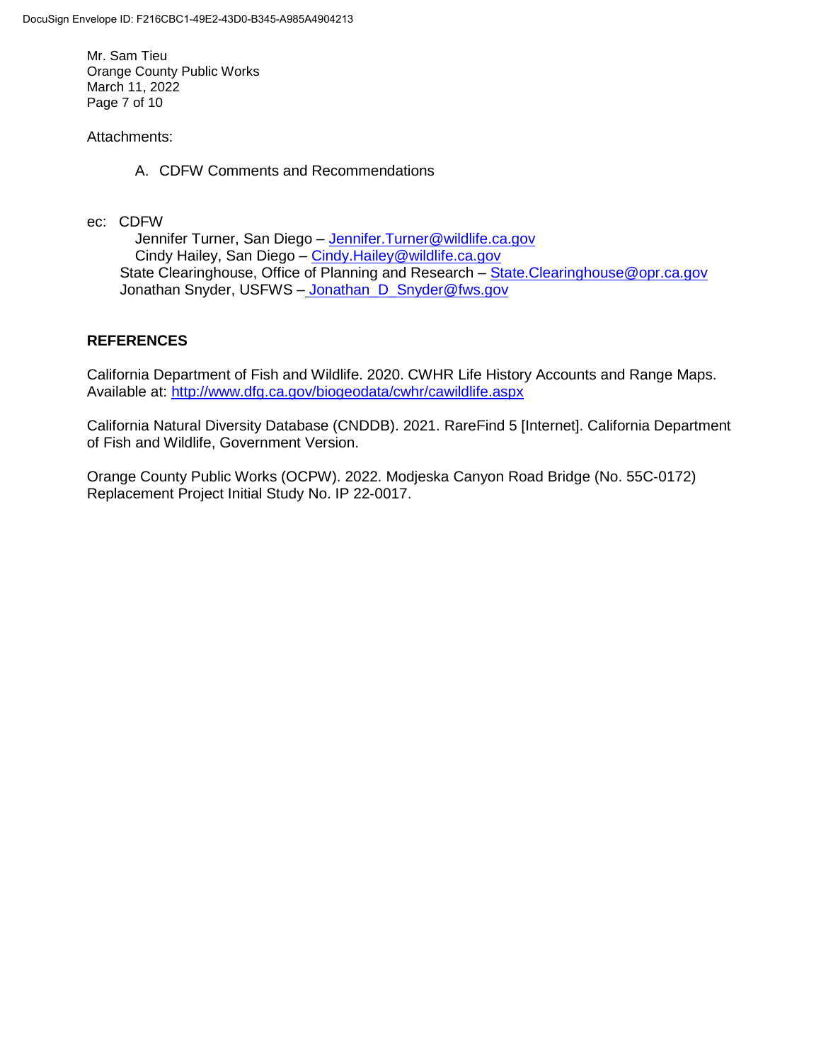Mr. Sam Tieu
Orange County Public Works
March 11, 2022

Attachments:

A. CDFW Comments and Recommendations

ec: CDFW
Jennifer Turner, San Diego – Jennifer.Turner@wildlife.ca.gov
Cindy Hailey, San Diego – Cindy.Hailey@wildlife.ca.gov
State Clearinghouse, Office of Planning and Research – State.Clearinghouse@opr.ca.gov
Jonathan Snyder, USFWS – Jonathan_D_Snyder@fws.gov

## REFERENCES

California Department of Fish and Wildlife. 2020. CWHR Life History Accounts and Range Maps. Available at: http://www.dfg.ca.gov/biogeodata/cwhr/cawildlife.aspx

California Natural Diversity Database (CNDDB). 2021. RareFind 5 [Internet]. California Department of Fish and Wildlife, Government Version.

Orange County Public Works (OCPW). 2022. Modjeska Canyon Road Bridge (No. 55C-0172) Replacement Project Initial Study No. IP 22-0017.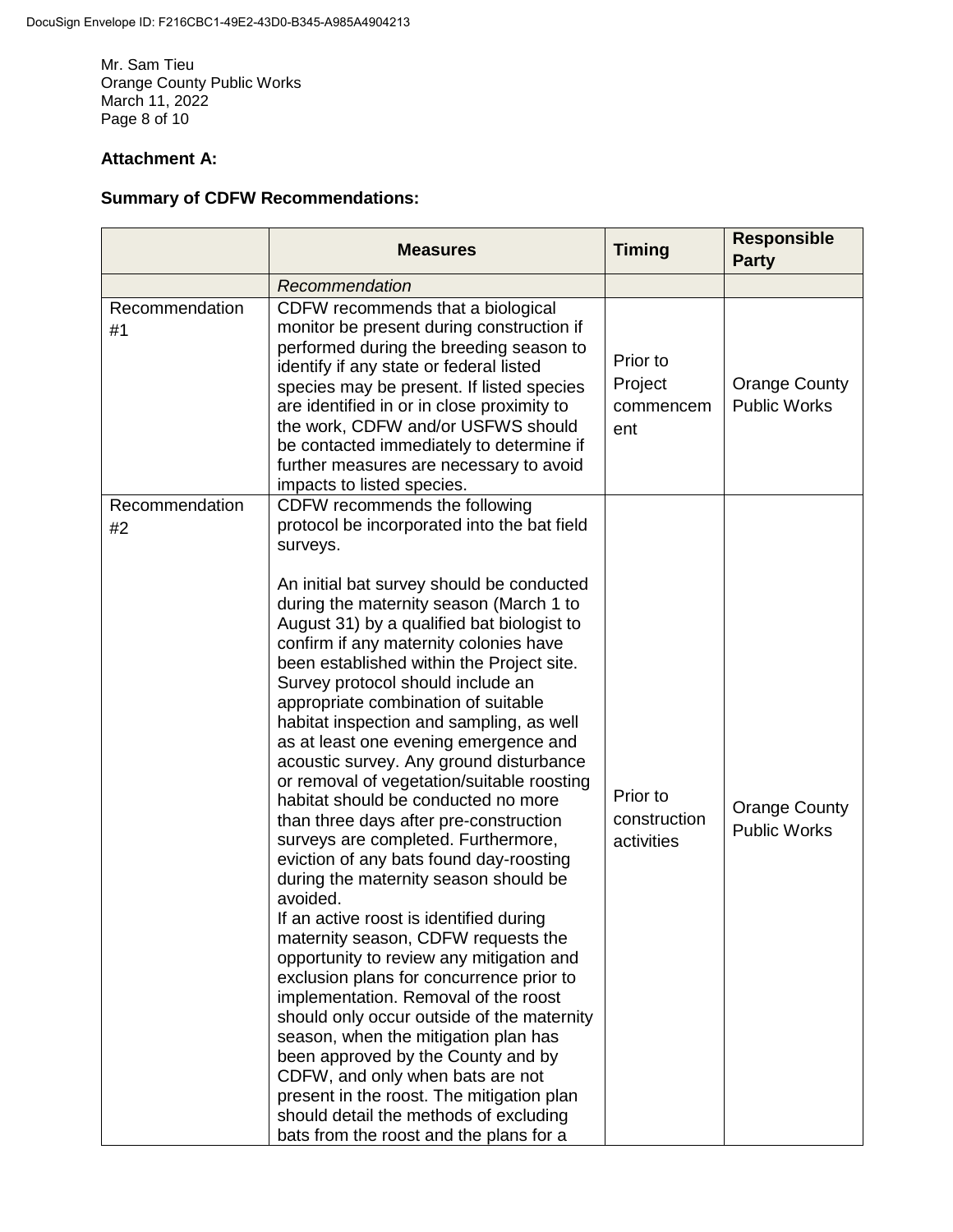Mr. Sam Tieu
Orange County Public Works
March 11, 2022

**Attachment A:**

**Summary of CDFW Recommendations:**

| | Measures | Timing | Responsible Party |
|---|---|---|---|
| | *Recommendation* | | |
| Recommendation #1 | CDFW recommends that a biological monitor be present during construction if performed during the breeding season to identify if any state or federal listed species may be present. If listed species are identified in or in close proximity to the work, CDFW and/or USFWS should be contacted immediately to determine if further measures are necessary to avoid impacts to listed species. | Prior to Project commencement | Orange County Public Works |
| Recommendation #2 | CDFW recommends the following protocol be incorporated into the bat field surveys.<br><br>An initial bat survey should be conducted during the maternity season (March 1 to August 31) by a qualified bat biologist to confirm if any maternity colonies have been established within the Project site. Survey protocol should include an appropriate combination of suitable habitat inspection and sampling, as well as at least one evening emergence and acoustic survey. Any ground disturbance or removal of vegetation/suitable roosting habitat should be conducted no more than three days after pre-construction surveys are completed. Furthermore, eviction of any bats found day-roosting during the maternity season should be avoided.<br>If an active roost is identified during maternity season, CDFW requests the opportunity to review any mitigation and exclusion plans for concurrence prior to implementation. Removal of the roost should only occur outside of the maternity season, when the mitigation plan has been approved by the County and by CDFW, and only when bats are not present in the roost. The mitigation plan should detail the methods of excluding bats from the roost and the plans for a | Prior to construction activities | Orange County Public Works |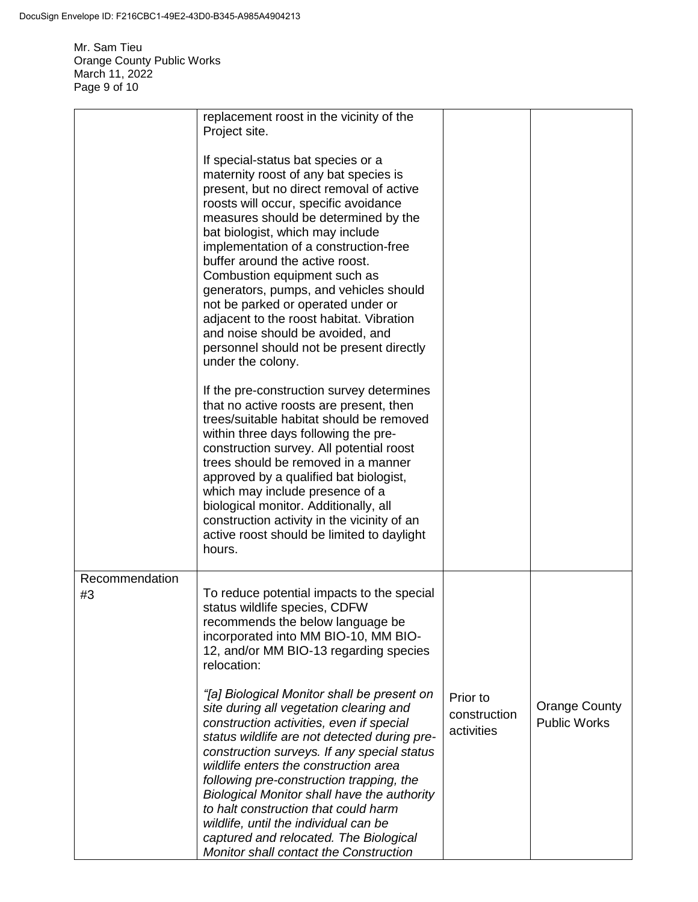| | | | |
|---|---|---|---|
| | replacement roost in the vicinity of the Project site.<br><br>If special-status bat species or a maternity roost of any bat species is present, but no direct removal of active roosts will occur, specific avoidance measures should be determined by the bat biologist, which may include implementation of a construction-free buffer around the active roost. Combustion equipment such as generators, pumps, and vehicles should not be parked or operated under or adjacent to the roost habitat. Vibration and noise should be avoided, and personnel should not be present directly under the colony.<br><br>If the pre-construction survey determines that no active roosts are present, then trees/suitable habitat should be removed within three days following the pre-construction survey. All potential roost trees should be removed in a manner approved by a qualified bat biologist, which may include presence of a biological monitor. Additionally, all construction activity in the vicinity of an active roost should be limited to daylight hours. | | |
| Recommendation #3 | To reduce potential impacts to the special status wildlife species, CDFW recommends the below language be incorporated into MM BIO-10, MM BIO-12, and/or MM BIO-13 regarding species relocation:<br><br>*"[a] Biological Monitor shall be present on site during all vegetation clearing and construction activities, even if special status wildlife are not detected during pre-construction surveys. If any special status wildlife enters the construction area following pre-construction trapping, the Biological Monitor shall have the authority to halt construction that could harm wildlife, until the individual can be captured and relocated. The Biological Monitor shall contact the Construction* | Prior to construction activities | Orange County Public Works |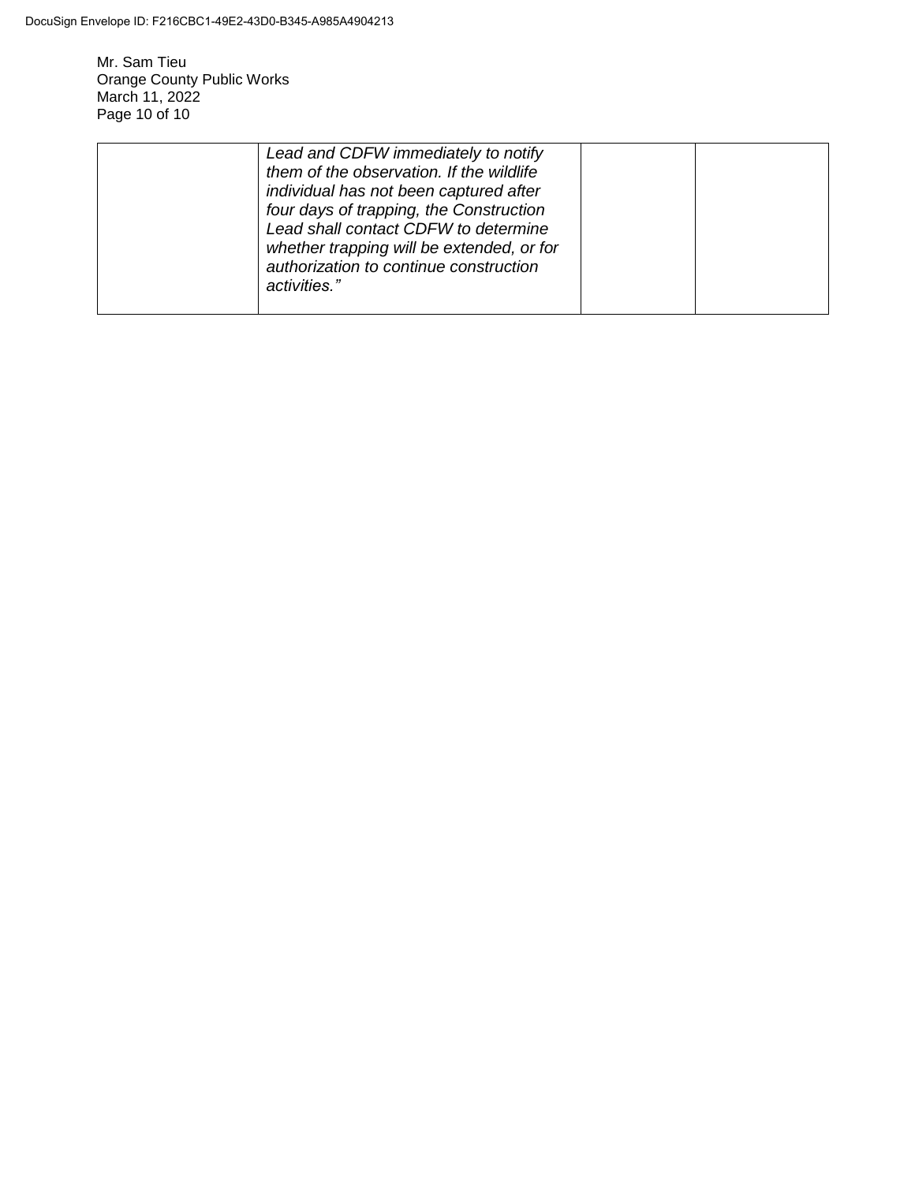| | | | |
|---|---|---|---|
| | *Lead and CDFW immediately to notify them of the observation. If the wildlife individual has not been captured after four days of trapping, the Construction Lead shall contact CDFW to determine whether trapping will be extended, or for authorization to continue construction activities."* | | |